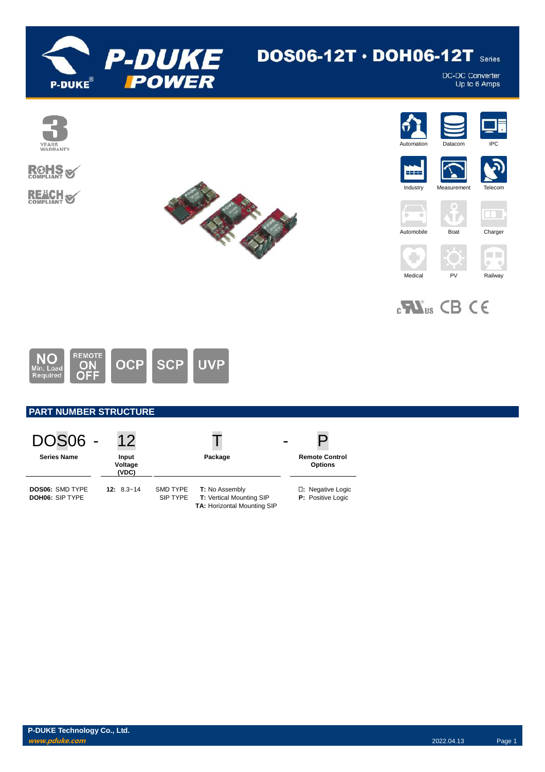# DOS06-12T · DOH06-12T Series

DC-DC Converter
Up to 6 Amps

3 YEARS WARRANTY

RoHS COMPLIANT

REACH COMPLIANT

Automation | Datacom | IPC | Industry | Measurement | Telecom | Automobile | Boat | Charger | Medical | PV | Railway

NO Min. Load Required | REMOTE ON OFF | OCP | SCP | UVP

## PART NUMBER STRUCTURE

| DOS06 - | 12 | T | - | P |
|---|---|---|---|---|
| Series Name | Input Voltage (VDC) | Package | | Remote Control Options |
| **DOS06:** SMD TYPE<br>**DOH06:** SIP TYPE | **12:** 8.3~14 | SMD TYPE **T:** No Assembly<br>SIP TYPE **T:** Vertical Mounting SIP<br>**TA:** Horizontal Mounting SIP | | **□:** Negative Logic<br>**P:** Positive Logic |

**P-DUKE Technology Co., Ltd.**
*www.pduke.com*
2022.04.13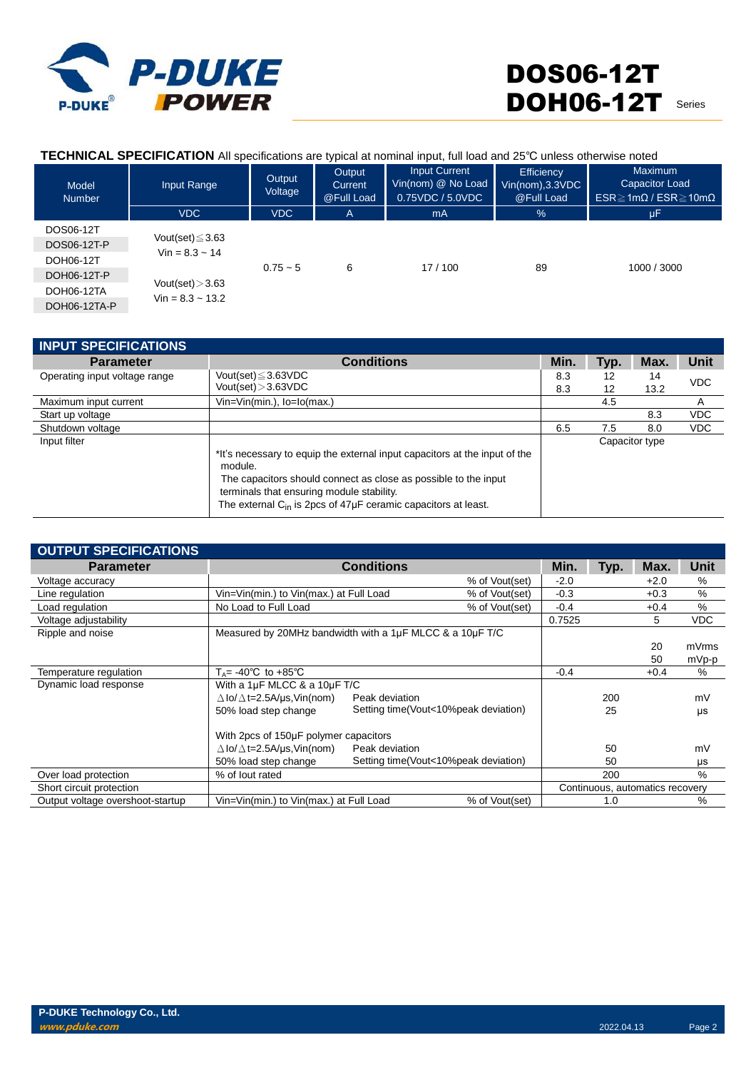# DOS06-12T DOH06-12T Series

**TECHNICAL SPECIFICATION** All specifications are typical at nominal input, full load and 25℃ unless otherwise noted

| Model Number | Input Range | Output Voltage | Output Current @Full Load | Input Current Vin(nom) @ No Load 0.75VDC / 5.0VDC | Efficiency Vin(nom),3.3VDC @Full Load | Maximum Capacitor Load ESR≧1mΩ / ESR≧10mΩ |
|---|---|---|---|---|---|---|
| | VDC | VDC | A | mA | % | μF |
| DOS06-12T<br>DOS06-12T-P<br>DOH06-12T<br>DOH06-12T-P<br>DOH06-12TA<br>DOH06-12TA-P | Vout(set)≦3.63<br>Vin = 8.3 ~ 14<br><br>Vout(set)＞3.63<br>Vin = 8.3 ~ 13.2 | 0.75 ~ 5 | 6 | 17 / 100 | 89 | 1000 / 3000 |

## INPUT SPECIFICATIONS

| Parameter | Conditions | Min. | Typ. | Max. | Unit |
|---|---|---|---|---|---|
| Operating input voltage range | Vout(set)≦3.63VDC<br>Vout(set)＞3.63VDC | 8.3<br>8.3 | 12<br>12 | 14<br>13.2 | VDC |
| Maximum input current | Vin=Vin(min.), Io=Io(max.) | | 4.5 | | A |
| Start up voltage | | | | 8.3 | VDC |
| Shutdown voltage | | 6.5 | 7.5 | 8.0 | VDC |
| Input filter | *It's necessary to equip the external input capacitors at the input of the module.<br>The capacitors should connect as close as possible to the input terminals that ensuring module stability.<br>The external $C_{in}$ is 2pcs of 47μF ceramic capacitors at least. | Capacitor type | | | |

## OUTPUT SPECIFICATIONS

| Parameter | Conditions | | Min. | Typ. | Max. | Unit |
|---|---|---|---|---|---|---|
| Voltage accuracy | | % of Vout(set) | -2.0 | | +2.0 | % |
| Line regulation | Vin=Vin(min.) to Vin(max.) at Full Load | % of Vout(set) | -0.3 | | +0.3 | % |
| Load regulation | No Load to Full Load | % of Vout(set) | -0.4 | | +0.4 | % |
| Voltage adjustability | | | 0.7525 | | 5 | VDC |
| Ripple and noise | Measured by 20MHz bandwidth with a 1μF MLCC & a 10μF T/C | | | | 20<br>50 | mVrms<br>mVp-p |
| Temperature regulation | $T_A$= -40℃ to +85℃ | | -0.4 | | +0.4 | % |
| Dynamic load response | With a 1μF MLCC & a 10μF T/C<br>△Io/△t=2.5A/μs,Vin(nom)<br>50% load step change | Peak deviation<br>Setting time(Vout<10%peak deviation) | | 200<br>25 | | mV<br>μs |
| | With 2pcs of 150μF polymer capacitors<br>△Io/△t=2.5A/μs,Vin(nom)<br>50% load step change | Peak deviation<br>Setting time(Vout<10%peak deviation) | | 50<br>50 | | mV<br>μs |
| Over load protection | % of Iout rated | | | 200 | | % |
| Short circuit protection | | | Continuous, automatics recovery | | | |
| Output voltage overshoot-startup | Vin=Vin(min.) to Vin(max.) at Full Load | % of Vout(set) | | 1.0 | | % |

P-DUKE Technology Co., Ltd.
www.pduke.com
2022.04.13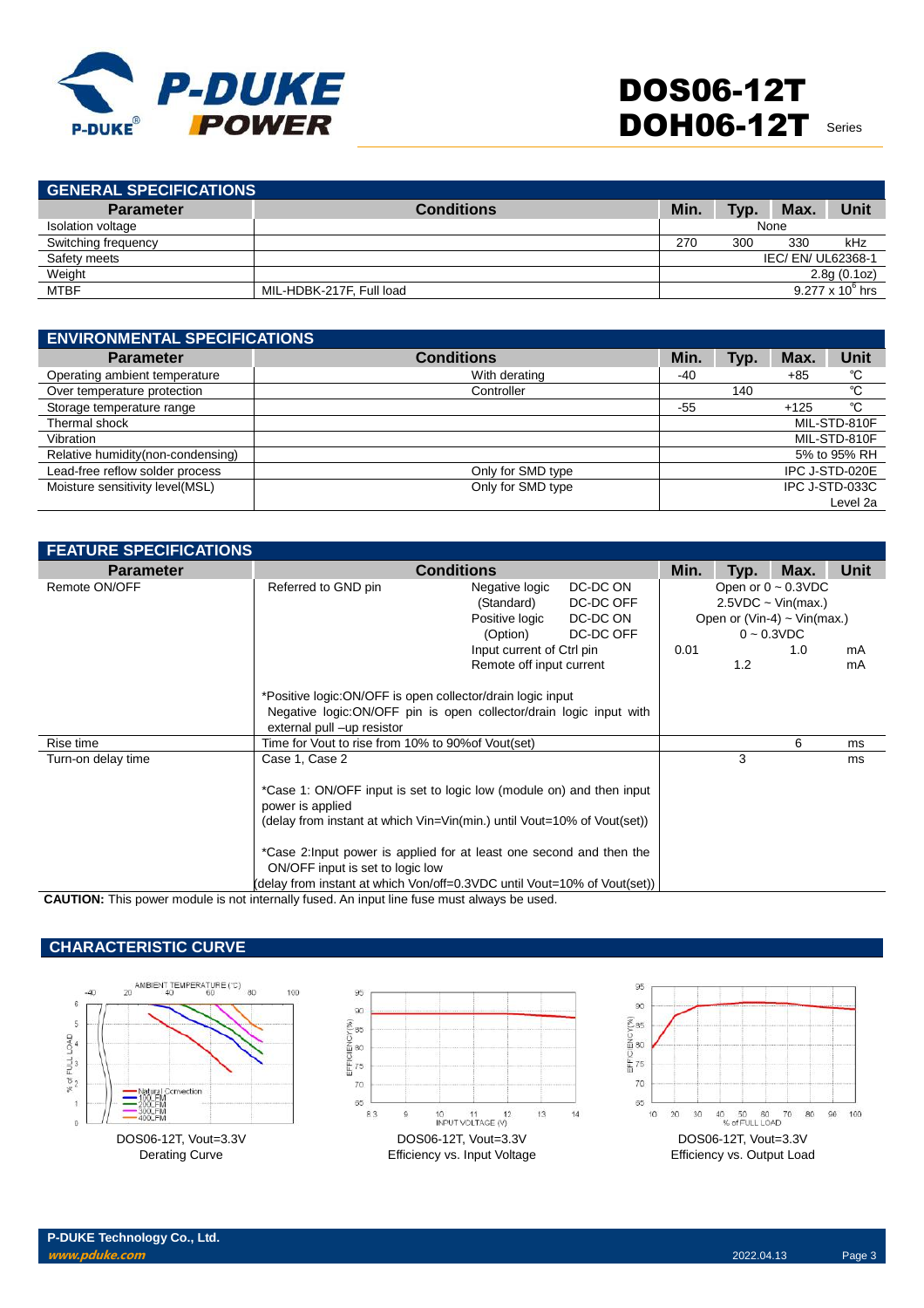## GENERAL SPECIFICATIONS

| Parameter | Conditions | Min. | Typ. | Max. | Unit |
|---|---|---|---|---|---|
| Isolation voltage | | None | | | |
| Switching frequency | | 270 | 300 | 330 | kHz |
| Safety meets | | IEC/ EN/ UL62368-1 | | | |
| Weight | | 2.8g (0.1oz) | | | |
| MTBF | MIL-HDBK-217F, Full load | $9.277 \times 10^6$ hrs | | | |

## ENVIRONMENTAL SPECIFICATIONS

| Parameter | Conditions | Min. | Typ. | Max. | Unit |
|---|---|---|---|---|---|
| Operating ambient temperature | With derating | -40 | | +85 | ℃ |
| Over temperature protection | Controller | | 140 | | ℃ |
| Storage temperature range | | -55 | | +125 | ℃ |
| Thermal shock | | MIL-STD-810F | | | |
| Vibration | | MIL-STD-810F | | | |
| Relative humidity(non-condensing) | | 5% to 95% RH | | | |
| Lead-free reflow solder process | Only for SMD type | IPC J-STD-020E | | | |
| Moisture sensitivity level(MSL) | Only for SMD type | IPC J-STD-033C Level 2a | | | |

## FEATURE SPECIFICATIONS

| Parameter | Conditions | | | Min. | Typ. | Max. | Unit |
|---|---|---|---|---|---|---|---|
| Remote ON/OFF | Referred to GND pin | Negative logic (Standard) | DC-DC ON | Open or 0 ~ 0.3VDC | | | |
| | | | DC-DC OFF | 2.5VDC ~ Vin(max.) | | | |
| | | Positive logic (Option) | DC-DC ON | Open or (Vin-4) ~ Vin(max.) | | | |
| | | | DC-DC OFF | 0 ~ 0.3VDC | | | |
| | | Input current of Ctrl pin | | 0.01 | | 1.0 | mA |
| | | Remote off input current | | | 1.2 | | mA |
| | *Positive logic:ON/OFF is open collector/drain logic input<br>Negative logic:ON/OFF pin is open collector/drain logic input with external pull –up resistor | | | | | | |
| Rise time | Time for Vout to rise from 10% to 90%of Vout(set) | | | | | 6 | ms |
| Turn-on delay time | Case 1, Case 2<br><br>*Case 1: ON/OFF input is set to logic low (module on) and then input power is applied<br>(delay from instant at which Vin=Vin(min.) until Vout=10% of Vout(set))<br><br>*Case 2:Input power is applied for at least one second and then the ON/OFF input is set to logic low<br>(delay from instant at which Von/off=0.3VDC until Vout=10% of Vout(set)) | | | | 3 | | ms |

**CAUTION:** This power module is not internally fused. An input line fuse must always be used.

## CHARACTERISTIC CURVE

DOS06-12T, Vout=3.3V
Derating Curve

DOS06-12T, Vout=3.3V
Efficiency vs. Input Voltage

DOS06-12T, Vout=3.3V
Efficiency vs. Output Load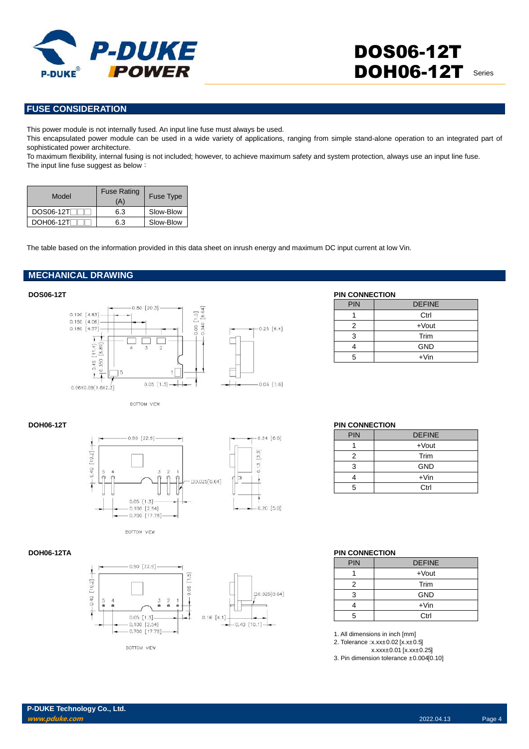## FUSE CONSIDERATION

This power module is not internally fused. An input line fuse must always be used.
This encapsulated power module can be used in a wide variety of applications, ranging from simple stand-alone operation to an integrated part of sophisticated power architecture.
To maximum flexibility, internal fusing is not included; however, to achieve maximum safety and system protection, always use an input line fuse.
The input line fuse suggest as below：

| Model | Fuse Rating (A) | Fuse Type |
|---|---|---|
| DOS06-12T□□□ | 6.3 | Slow-Blow |
| DOH06-12T□□□ | 6.3 | Slow-Blow |

The table based on the information provided in this data sheet on inrush energy and maximum DC input current at low Vin.

## MECHANICAL DRAWING

### DOS06-12T

BOTTOM VIEW

**PIN CONNECTION**

| PIN | DEFINE |
|---|---|
| 1 | Ctrl |
| 2 | +Vout |
| 3 | Trim |
| 4 | GND |
| 5 | +Vin |

### DOH06-12T

BOTTOM VIEW

**PIN CONNECTION**

| PIN | DEFINE |
|---|---|
| 1 | +Vout |
| 2 | Trim |
| 3 | GND |
| 4 | +Vin |
| 5 | Ctrl |

### DOH06-12TA

BOTTOM VIEW

**PIN CONNECTION**

| PIN | DEFINE |
|---|---|
| 1 | +Vout |
| 2 | Trim |
| 3 | GND |
| 4 | +Vin |
| 5 | Ctrl |

1. All dimensions in inch [mm]
2. Tolerance :x.xx±0.02 [x.x±0.5]
   x.xxx±0.01 [x.xx±0.25]
3. Pin dimension tolerance ±0.004[0.10]

**P-DUKE Technology Co., Ltd.**
*www.pduke.com*
2022.04.13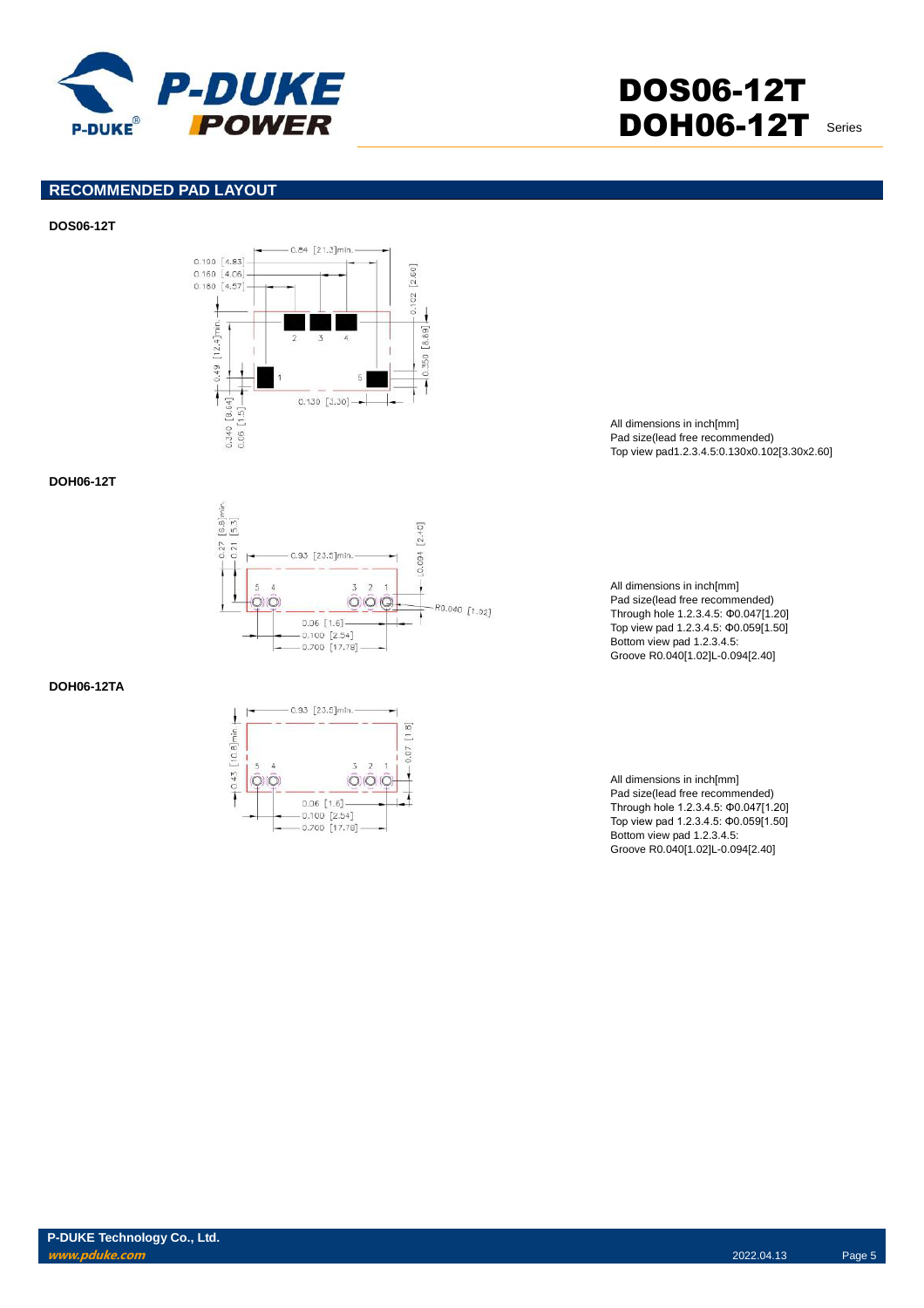## RECOMMENDED PAD LAYOUT

**DOS06-12T**

All dimensions in inch[mm]
Pad size(lead free recommended)
Top view pad1.2.3.4.5:0.130x0.102[3.30x2.60]

**DOH06-12T**

All dimensions in inch[mm]
Pad size(lead free recommended)
Through hole 1.2.3.4.5: Φ0.047[1.20]
Top view pad 1.2.3.4.5: Φ0.059[1.50]
Bottom view pad 1.2.3.4.5:
Groove R0.040[1.02]L-0.094[2.40]

**DOH06-12TA**

All dimensions in inch[mm]
Pad size(lead free recommended)
Through hole 1.2.3.4.5: Φ0.047[1.20]
Top view pad 1.2.3.4.5: Φ0.059[1.50]
Bottom view pad 1.2.3.4.5:
Groove R0.040[1.02]L-0.094[2.40]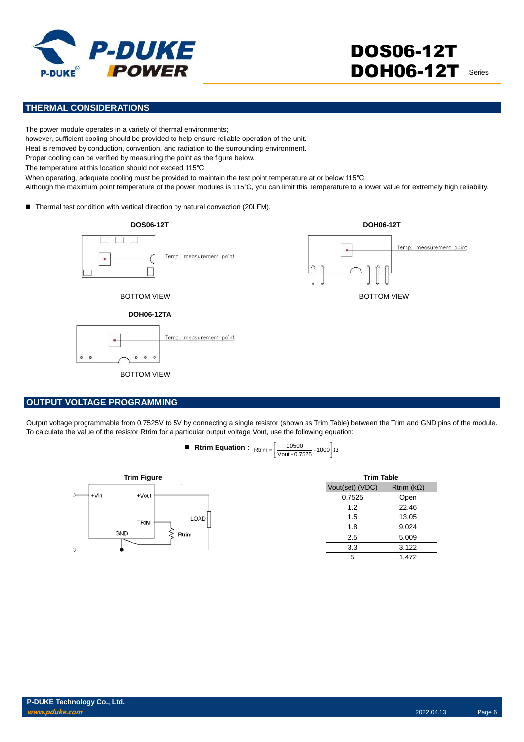## THERMAL CONSIDERATIONS

The power module operates in a variety of thermal environments;
however, sufficient cooling should be provided to help ensure reliable operation of the unit.
Heat is removed by conduction, convention, and radiation to the surrounding environment.
Proper cooling can be verified by measuring the point as the figure below.
The temperature at this location should not exceed 115℃.
When operating, adequate cooling must be provided to maintain the test point temperature at or below 115℃.
Although the maximum point temperature of the power modules is 115℃, you can limit this Temperature to a lower value for extremely high reliability.

- Thermal test condition with vertical direction by natural convection (20LFM).

**DOS06-12T**

Temp. measurement point

BOTTOM VIEW

**DOH06-12T**

Temp. measurement point

BOTTOM VIEW

**DOH06-12TA**

Temp. measurement point

BOTTOM VIEW

## OUTPUT VOLTAGE PROGRAMMING

Output voltage programmable from 0.7525V to 5V by connecting a single resistor (shown as Trim Table) between the Trim and GND pins of the module.
To calculate the value of the resistor Rtrim for a particular output voltage Vout, use the following equation:

- **Rtrim Equation :** $Rtrim = \left[ \frac{10500}{Vout - 0.7525} - 1000 \right] \Omega$

**Trim Figure**

+Vin, +Vout, TRIM, GND, LOAD, Rtrim

**Trim Table**

| Vout(set) (VDC) | Rtrim (kΩ) |
|---|---|
| 0.7525 | Open |
| 1.2 | 22.46 |
| 1.5 | 13.05 |
| 1.8 | 9.024 |
| 2.5 | 5.009 |
| 3.3 | 3.122 |
| 5 | 1.472 |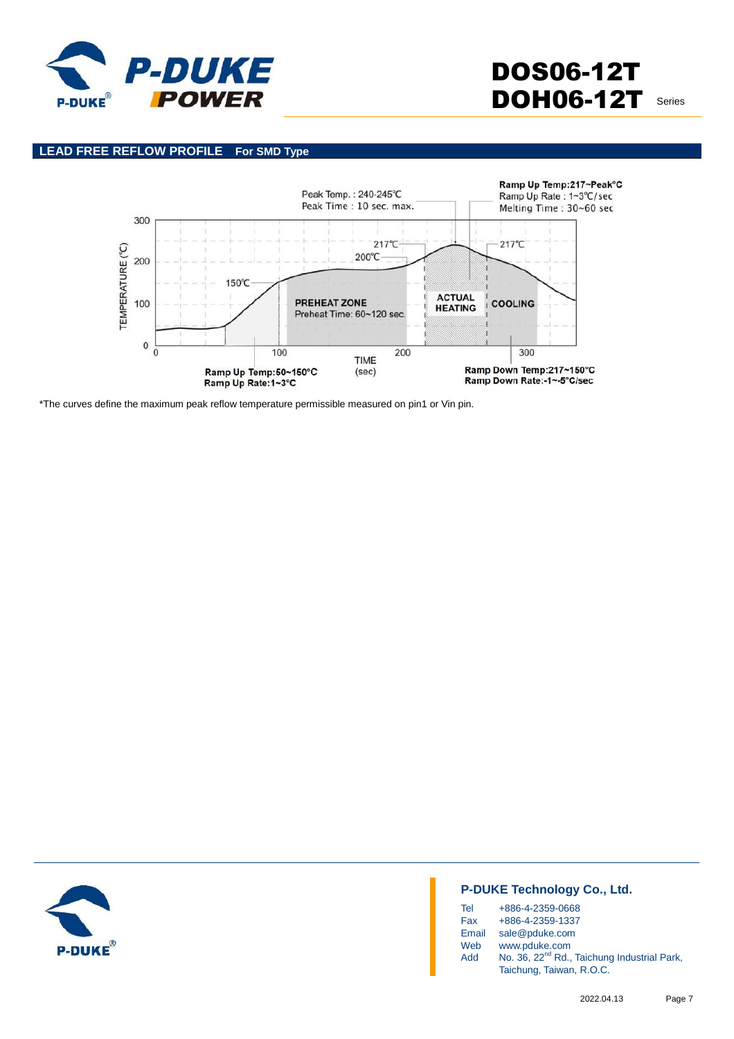## LEAD FREE REFLOW PROFILE For SMD Type

Peak Temp. : 240-245℃
Peak Time : 10 sec. max.

Ramp Up Temp:217~Peak°C
Ramp Up Rate : 1~3℃/sec
Melting Time : 30~60 sec

TEMPERATURE (℃)

300
200
100
0

150℃
200℃
217℃
217℃

PREHEAT ZONE
Preheat Time: 60~120 sec.

ACTUAL HEATING

COOLING

0
100
200
300

TIME
(sec)

Ramp Up Temp:50~150°C
Ramp Up Rate:1~3°C

Ramp Down Temp:217~150°C
Ramp Down Rate:-1~-5°C/sec

*The curves define the maximum peak reflow temperature permissible measured on pin1 or Vin pin.

### P-DUKE Technology Co., Ltd.

Tel +886-4-2359-0668
Fax +886-4-2359-1337
Email sale@pduke.com
Web www.pduke.com
Add No. 36, 22nd Rd., Taichung Industrial Park, Taichung, Taiwan, R.O.C.